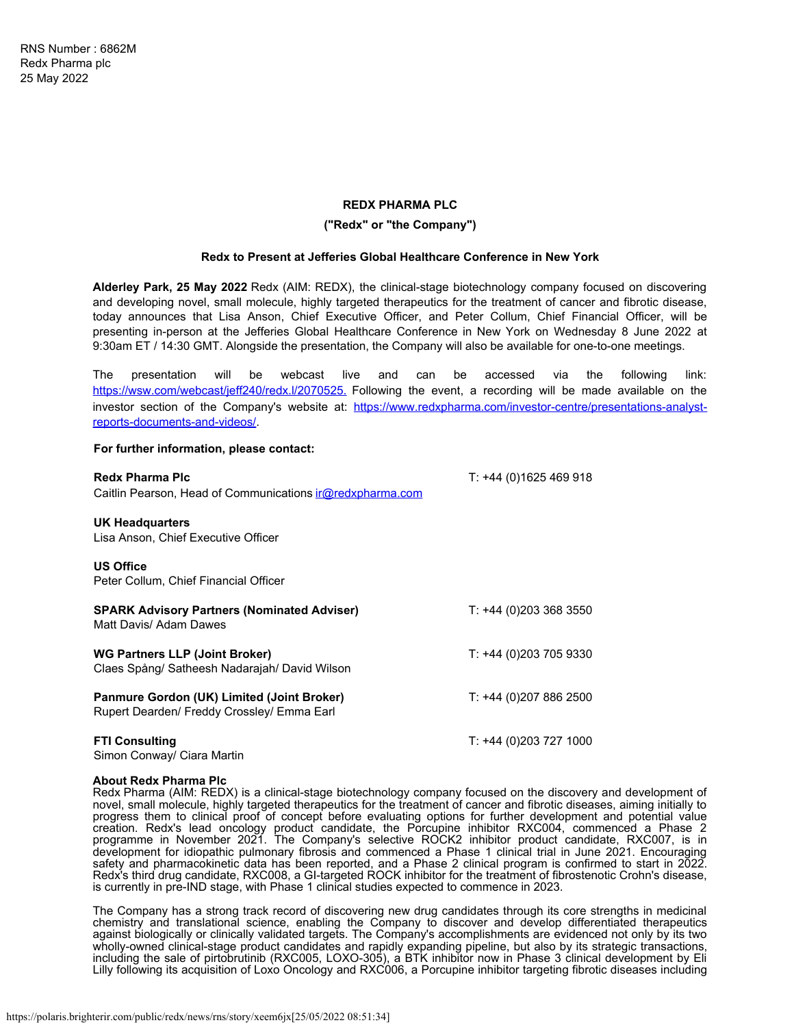RNS Number : 6862M
Redx Pharma plc
25 May 2022

**REDX PHARMA PLC**

**("Redx" or "the Company")**

**Redx to Present at Jefferies Global Healthcare Conference in New York**

**Alderley Park, 25 May 2022** Redx (AIM: REDX), the clinical-stage biotechnology company focused on discovering and developing novel, small molecule, highly targeted therapeutics for the treatment of cancer and fibrotic disease, today announces that Lisa Anson, Chief Executive Officer, and Peter Collum, Chief Financial Officer, will be presenting in-person at the Jefferies Global Healthcare Conference in New York on Wednesday 8 June 2022 at 9:30am ET / 14:30 GMT. Alongside the presentation, the Company will also be available for one-to-one meetings.

The presentation will be webcast live and can be accessed via the following link: https://wsw.com/webcast/jeff240/redx.l/2070525. Following the event, a recording will be made available on the investor section of the Company's website at: https://www.redxpharma.com/investor-centre/presentations-analyst-reports-documents-and-videos/.

**For further information, please contact:**

| | |
|---|---|
| **Redx Pharma Plc**<br>Caitlin Pearson, Head of Communications ir@redxpharma.com | T: +44 (0)1625 469 918 |
| **UK Headquarters**<br>Lisa Anson, Chief Executive Officer | |
| **US Office**<br>Peter Collum, Chief Financial Officer | |
| **SPARK Advisory Partners (Nominated Adviser)**<br>Matt Davis/ Adam Dawes | T: +44 (0)203 368 3550 |
| **WG Partners LLP (Joint Broker)**<br>Claes Spång/ Satheesh Nadarajah/ David Wilson | T: +44 (0)203 705 9330 |
| **Panmure Gordon (UK) Limited (Joint Broker)**<br>Rupert Dearden/ Freddy Crossley/ Emma Earl | T: +44 (0)207 886 2500 |
| **FTI Consulting**<br>Simon Conway/ Ciara Martin | T: +44 (0)203 727 1000 |

**About Redx Pharma Plc**

Redx Pharma (AIM: REDX) is a clinical-stage biotechnology company focused on the discovery and development of novel, small molecule, highly targeted therapeutics for the treatment of cancer and fibrotic diseases, aiming initially to progress them to clinical proof of concept before evaluating options for further development and potential value creation. Redx's lead oncology product candidate, the Porcupine inhibitor RXC004, commenced a Phase 2 programme in November 2021. The Company's selective ROCK2 inhibitor product candidate, RXC007, is in development for idiopathic pulmonary fibrosis and commenced a Phase 1 clinical trial in June 2021. Encouraging safety and pharmacokinetic data has been reported, and a Phase 2 clinical program is confirmed to start in 2022. Redx's third drug candidate, RXC008, a GI-targeted ROCK inhibitor for the treatment of fibrostenotic Crohn's disease, is currently in pre-IND stage, with Phase 1 clinical studies expected to commence in 2023.

The Company has a strong track record of discovering new drug candidates through its core strengths in medicinal chemistry and translational science, enabling the Company to discover and develop differentiated therapeutics against biologically or clinically validated targets. The Company's accomplishments are evidenced not only by its two wholly-owned clinical-stage product candidates and rapidly expanding pipeline, but also by its strategic transactions, including the sale of pirtobrutinib (RXC005, LOXO-305), a BTK inhibitor now in Phase 3 clinical development by Eli Lilly following its acquisition of Loxo Oncology and RXC006, a Porcupine inhibitor targeting fibrotic diseases including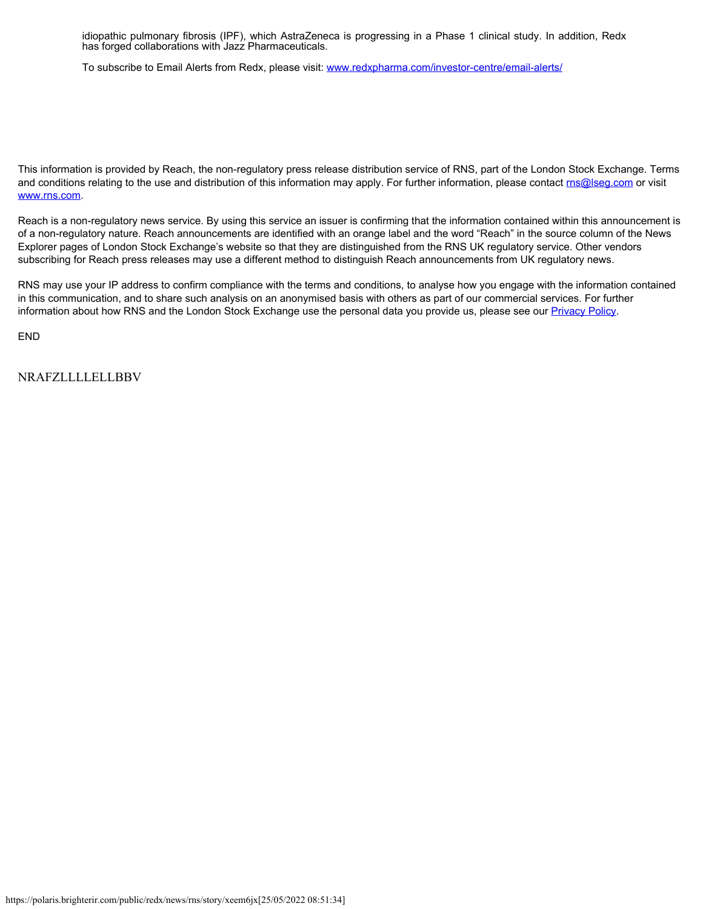idiopathic pulmonary fibrosis (IPF), which AstraZeneca is progressing in a Phase 1 clinical study. In addition, Redx has forged collaborations with Jazz Pharmaceuticals.

To subscribe to Email Alerts from Redx, please visit: [www.redxpharma.com/investor-centre/email-alerts/](www.redxpharma.com/investor-centre/email-alerts/)

This information is provided by Reach, the non-regulatory press release distribution service of RNS, part of the London Stock Exchange. Terms and conditions relating to the use and distribution of this information may apply. For further information, please contact [rns@lseg.com](mailto:rns@lseg.com) or visit [www.rns.com](www.rns.com).

Reach is a non-regulatory news service. By using this service an issuer is confirming that the information contained within this announcement is of a non-regulatory nature. Reach announcements are identified with an orange label and the word "Reach" in the source column of the News Explorer pages of London Stock Exchange's website so that they are distinguished from the RNS UK regulatory service. Other vendors subscribing for Reach press releases may use a different method to distinguish Reach announcements from UK regulatory news.

RNS may use your IP address to confirm compliance with the terms and conditions, to analyse how you engage with the information contained in this communication, and to share such analysis on an anonymised basis with others as part of our commercial services. For further information about how RNS and the London Stock Exchange use the personal data you provide us, please see our Privacy Policy.

END

NRAFZLLLLELLBBV